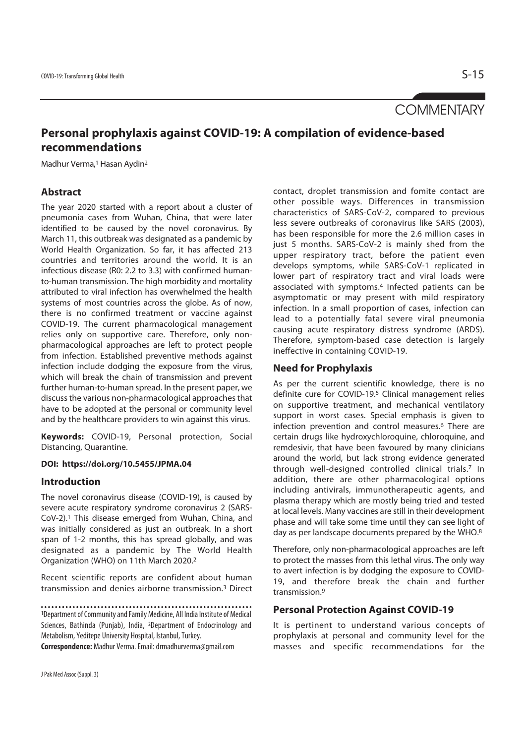COMMENTARY

# Personal prophylaxis against COVID-19: A compilation of evidence-based recommendations

Madhur Verma,[1] Hasan Aydin[2]

## Abstract

The year 2020 started with a report about a cluster of pneumonia cases from Wuhan, China, that were later identified to be caused by the novel coronavirus. By March 11, this outbreak was designated as a pandemic by World Health Organization. So far, it has affected 213 countries and territories around the world. It is an infectious disease (R0: 2.2 to 3.3) with confirmed human-to-human transmission. The high morbidity and mortality attributed to viral infection has overwhelmed the health systems of most countries across the globe. As of now, there is no confirmed treatment or vaccine against COVID-19. The current pharmacological management relies only on supportive care. Therefore, only non-pharmacological approaches are left to protect people from infection. Established preventive methods against infection include dodging the exposure from the virus, which will break the chain of transmission and prevent further human-to-human spread. In the present paper, we discuss the various non-pharmacological approaches that have to be adopted at the personal or community level and by the healthcare providers to win against this virus.

**Keywords:** COVID-19, Personal protection, Social Distancing, Quarantine.

**DOI: https://doi.org/10.5455/JPMA.04**

## Introduction

The novel coronavirus disease (COVID-19), is caused by severe acute respiratory syndrome coronavirus 2 (SARS-CoV-2).[1] This disease emerged from Wuhan, China, and was initially considered as just an outbreak. In a short span of 1-2 months, this has spread globally, and was designated as a pandemic by The World Health Organization (WHO) on 11th March 2020.[2]

Recent scientific reports are confident about human transmission and denies airborne transmission.[3] Direct contact, droplet transmission and fomite contact are other possible ways. Differences in transmission characteristics of SARS-CoV-2, compared to previous less severe outbreaks of coronavirus like SARS (2003), has been responsible for more the 2.6 million cases in just 5 months. SARS-CoV-2 is mainly shed from the upper respiratory tract, before the patient even develops symptoms, while SARS-CoV-1 replicated in lower part of respiratory tract and viral loads were associated with symptoms.[4] Infected patients can be asymptomatic or may present with mild respiratory infection. In a small proportion of cases, infection can lead to a potentially fatal severe viral pneumonia causing acute respiratory distress syndrome (ARDS). Therefore, symptom-based case detection is largely ineffective in containing COVID-19.

## Need for Prophylaxis

As per the current scientific knowledge, there is no definite cure for COVID-19.[5] Clinical management relies on supportive treatment, and mechanical ventilatory support in worst cases. Special emphasis is given to infection prevention and control measures.[6] There are certain drugs like hydroxychloroquine, chloroquine, and remdesivir, that have been favoured by many clinicians around the world, but lack strong evidence generated through well-designed controlled clinical trials.[7] In addition, there are other pharmacological options including antivirals, immunotherapeutic agents, and plasma therapy which are mostly being tried and tested at local levels. Many vaccines are still in their development phase and will take some time until they can see light of day as per landscape documents prepared by the WHO.[8]

Therefore, only non-pharmacological approaches are left to protect the masses from this lethal virus. The only way to avert infection is by dodging the exposure to COVID-19, and therefore break the chain and further transmission.[9]

## Personal Protection Against COVID-19

It is pertinent to understand various concepts of prophylaxis at personal and community level for the masses and specific recommendations for the

---

[1]Department of Community and Family Medicine, All India Institute of Medical Sciences, Bathinda (Punjab), India, [2]Department of Endocrinology and Metabolism, Yeditepe University Hospital, Istanbul, Turkey.

**Correspondence:** Madhur Verma. Email: drmadhurverma@gmail.com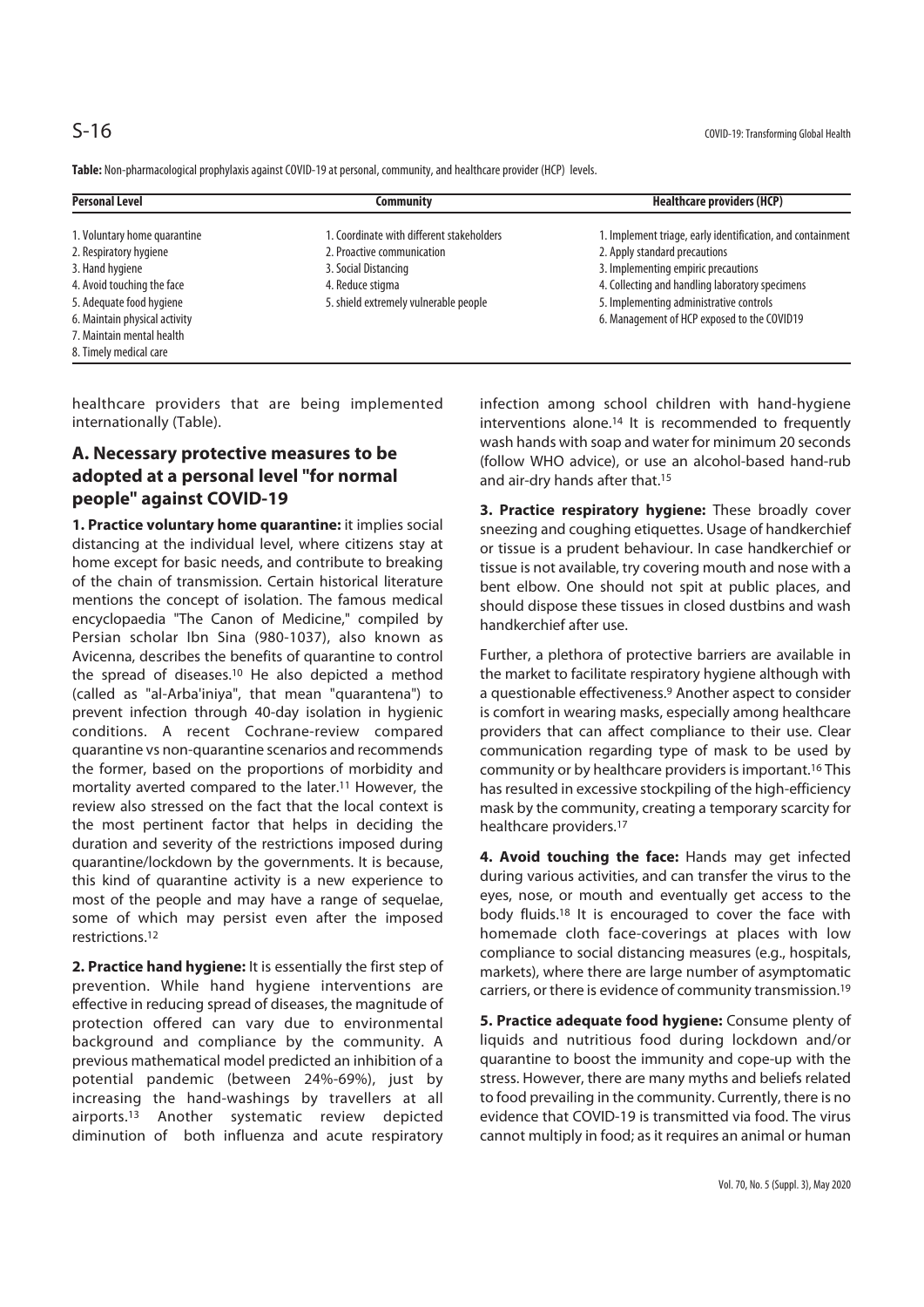**Table:** Non-pharmacological prophylaxis against COVID-19 at personal, community, and healthcare provider (HCP) levels.

| Personal Level | Community | Healthcare providers (HCP) |
|---|---|---|
| 1. Voluntary home quarantine | 1. Coordinate with different stakeholders | 1. Implement triage, early identification, and containment |
| 2. Respiratory hygiene | 2. Proactive communication | 2. Apply standard precautions |
| 3. Hand hygiene | 3. Social Distancing | 3. Implementing empiric precautions |
| 4. Avoid touching the face | 4. Reduce stigma | 4. Collecting and handling laboratory specimens |
| 5. Adequate food hygiene | 5. shield extremely vulnerable people | 5. Implementing administrative controls |
| 6. Maintain physical activity | | 6. Management of HCP exposed to the COVID19 |
| 7. Maintain mental health | | |
| 8. Timely medical care | | |

healthcare providers that are being implemented internationally (Table).

## A. Necessary protective measures to be adopted at a personal level "for normal people" against COVID-19

**1. Practice voluntary home quarantine:** it implies social distancing at the individual level, where citizens stay at home except for basic needs, and contribute to breaking of the chain of transmission. Certain historical literature mentions the concept of isolation. The famous medical encyclopaedia "The Canon of Medicine," compiled by Persian scholar Ibn Sina (980-1037), also known as Avicenna, describes the benefits of quarantine to control the spread of diseases.[10] He also depicted a method (called as "al-Arba'iniya", that mean "quarantena") to prevent infection through 40-day isolation in hygienic conditions. A recent Cochrane-review compared quarantine vs non-quarantine scenarios and recommends the former, based on the proportions of morbidity and mortality averted compared to the later.[11] However, the review also stressed on the fact that the local context is the most pertinent factor that helps in deciding the duration and severity of the restrictions imposed during quarantine/lockdown by the governments. It is because, this kind of quarantine activity is a new experience to most of the people and may have a range of sequelae, some of which may persist even after the imposed restrictions.[12]

**2. Practice hand hygiene:** It is essentially the first step of prevention. While hand hygiene interventions are effective in reducing spread of diseases, the magnitude of protection offered can vary due to environmental background and compliance by the community. A previous mathematical model predicted an inhibition of a potential pandemic (between 24%-69%), just by increasing the hand-washings by travellers at all airports.[13] Another systematic review depicted diminution of both influenza and acute respiratory infection among school children with hand-hygiene interventions alone.[14] It is recommended to frequently wash hands with soap and water for minimum 20 seconds (follow WHO advice), or use an alcohol-based hand-rub and air-dry hands after that.[15]

**3. Practice respiratory hygiene:** These broadly cover sneezing and coughing etiquettes. Usage of handkerchief or tissue is a prudent behaviour. In case handkerchief or tissue is not available, try covering mouth and nose with a bent elbow. One should not spit at public places, and should dispose these tissues in closed dustbins and wash handkerchief after use.

Further, a plethora of protective barriers are available in the market to facilitate respiratory hygiene although with a questionable effectiveness.[9] Another aspect to consider is comfort in wearing masks, especially among healthcare providers that can affect compliance to their use. Clear communication regarding type of mask to be used by community or by healthcare providers is important.[16] This has resulted in excessive stockpiling of the high-efficiency mask by the community, creating a temporary scarcity for healthcare providers.[17]

**4. Avoid touching the face:** Hands may get infected during various activities, and can transfer the virus to the eyes, nose, or mouth and eventually get access to the body fluids.[18] It is encouraged to cover the face with homemade cloth face-coverings at places with low compliance to social distancing measures (e.g., hospitals, markets), where there are large number of asymptomatic carriers, or there is evidence of community transmission.[19]

**5. Practice adequate food hygiene:** Consume plenty of liquids and nutritious food during lockdown and/or quarantine to boost the immunity and cope-up with the stress. However, there are many myths and beliefs related to food prevailing in the community. Currently, there is no evidence that COVID-19 is transmitted via food. The virus cannot multiply in food; as it requires an animal or human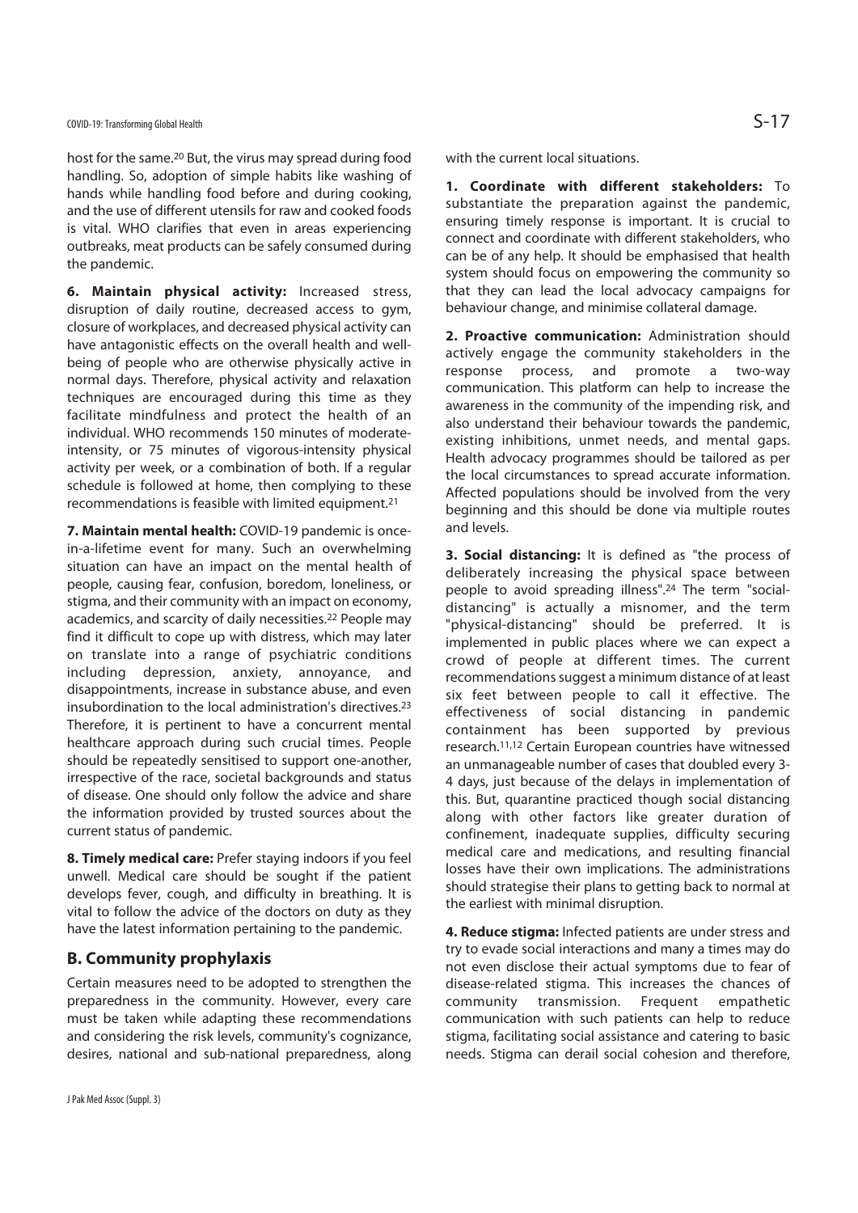host for the same.[20] But, the virus may spread during food handling. So, adoption of simple habits like washing of hands while handling food before and during cooking, and the use of different utensils for raw and cooked foods is vital. WHO clarifies that even in areas experiencing outbreaks, meat products can be safely consumed during the pandemic.

**6. Maintain physical activity:** Increased stress, disruption of daily routine, decreased access to gym, closure of workplaces, and decreased physical activity can have antagonistic effects on the overall health and well-being of people who are otherwise physically active in normal days. Therefore, physical activity and relaxation techniques are encouraged during this time as they facilitate mindfulness and protect the health of an individual. WHO recommends 150 minutes of moderate-intensity, or 75 minutes of vigorous-intensity physical activity per week, or a combination of both. If a regular schedule is followed at home, then complying to these recommendations is feasible with limited equipment.[21]

**7. Maintain mental health:** COVID-19 pandemic is once-in-a-lifetime event for many. Such an overwhelming situation can have an impact on the mental health of people, causing fear, confusion, boredom, loneliness, or stigma, and their community with an impact on economy, academics, and scarcity of daily necessities.[22] People may find it difficult to cope up with distress, which may later on translate into a range of psychiatric conditions including depression, anxiety, annoyance, and disappointments, increase in substance abuse, and even insubordination to the local administration's directives.[23] Therefore, it is pertinent to have a concurrent mental healthcare approach during such crucial times. People should be repeatedly sensitised to support one-another, irrespective of the race, societal backgrounds and status of disease. One should only follow the advice and share the information provided by trusted sources about the current status of pandemic.

**8. Timely medical care:** Prefer staying indoors if you feel unwell. Medical care should be sought if the patient develops fever, cough, and difficulty in breathing. It is vital to follow the advice of the doctors on duty as they have the latest information pertaining to the pandemic.

## B. Community prophylaxis

Certain measures need to be adopted to strengthen the preparedness in the community. However, every care must be taken while adapting these recommendations and considering the risk levels, community's cognizance, desires, national and sub-national preparedness, along with the current local situations.

**1. Coordinate with different stakeholders:** To substantiate the preparation against the pandemic, ensuring timely response is important. It is crucial to connect and coordinate with different stakeholders, who can be of any help. It should be emphasised that health system should focus on empowering the community so that they can lead the local advocacy campaigns for behaviour change, and minimise collateral damage.

**2. Proactive communication:** Administration should actively engage the community stakeholders in the response process, and promote a two-way communication. This platform can help to increase the awareness in the community of the impending risk, and also understand their behaviour towards the pandemic, existing inhibitions, unmet needs, and mental gaps. Health advocacy programmes should be tailored as per the local circumstances to spread accurate information. Affected populations should be involved from the very beginning and this should be done via multiple routes and levels.

**3. Social distancing:** It is defined as "the process of deliberately increasing the physical space between people to avoid spreading illness".[24] The term "social-distancing" is actually a misnomer, and the term "physical-distancing" should be preferred. It is implemented in public places where we can expect a crowd of people at different times. The current recommendations suggest a minimum distance of at least six feet between people to call it effective. The effectiveness of social distancing in pandemic containment has been supported by previous research.[11,12] Certain European countries have witnessed an unmanageable number of cases that doubled every 3-4 days, just because of the delays in implementation of this. But, quarantine practiced though social distancing along with other factors like greater duration of confinement, inadequate supplies, difficulty securing medical care and medications, and resulting financial losses have their own implications. The administrations should strategise their plans to getting back to normal at the earliest with minimal disruption.

**4. Reduce stigma:** Infected patients are under stress and try to evade social interactions and many a times may do not even disclose their actual symptoms due to fear of disease-related stigma. This increases the chances of community transmission. Frequent empathetic communication with such patients can help to reduce stigma, facilitating social assistance and catering to basic needs. Stigma can derail social cohesion and therefore,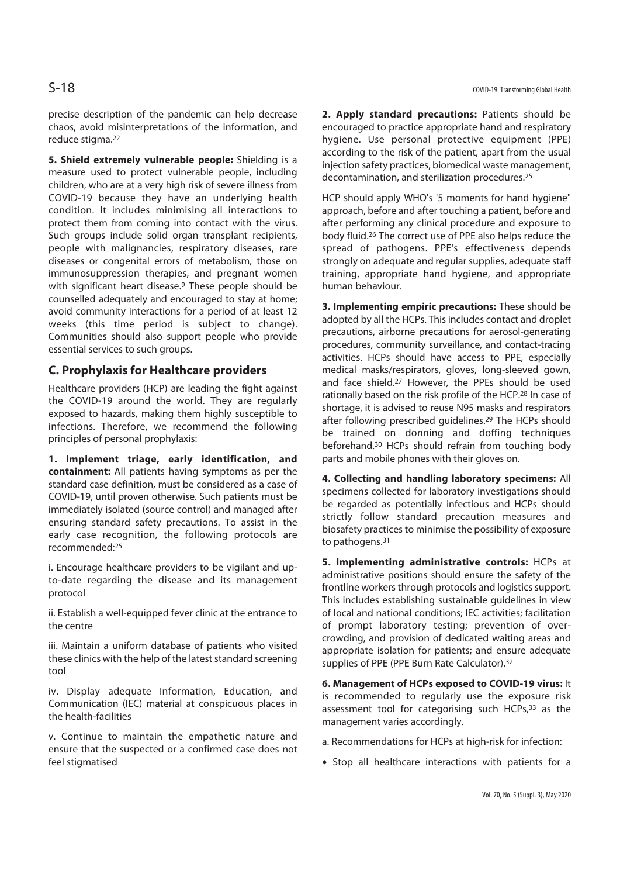precise description of the pandemic can help decrease chaos, avoid misinterpretations of the information, and reduce stigma.[22]

**5. Shield extremely vulnerable people:** Shielding is a measure used to protect vulnerable people, including children, who are at a very high risk of severe illness from COVID-19 because they have an underlying health condition. It includes minimising all interactions to protect them from coming into contact with the virus. Such groups include solid organ transplant recipients, people with malignancies, respiratory diseases, rare diseases or congenital errors of metabolism, those on immunosuppression therapies, and pregnant women with significant heart disease.[9] These people should be counselled adequately and encouraged to stay at home; avoid community interactions for a period of at least 12 weeks (this time period is subject to change). Communities should also support people who provide essential services to such groups.

## C. Prophylaxis for Healthcare providers

Healthcare providers (HCP) are leading the fight against the COVID-19 around the world. They are regularly exposed to hazards, making them highly susceptible to infections. Therefore, we recommend the following principles of personal prophylaxis:

**1. Implement triage, early identification, and containment:** All patients having symptoms as per the standard case definition, must be considered as a case of COVID-19, until proven otherwise. Such patients must be immediately isolated (source control) and managed after ensuring standard safety precautions. To assist in the early case recognition, the following protocols are recommended:[25]

i. Encourage healthcare providers to be vigilant and up-to-date regarding the disease and its management protocol

ii. Establish a well-equipped fever clinic at the entrance to the centre

iii. Maintain a uniform database of patients who visited these clinics with the help of the latest standard screening tool

iv. Display adequate Information, Education, and Communication (IEC) material at conspicuous places in the health-facilities

v. Continue to maintain the empathetic nature and ensure that the suspected or a confirmed case does not feel stigmatised

**2. Apply standard precautions:** Patients should be encouraged to practice appropriate hand and respiratory hygiene. Use personal protective equipment (PPE) according to the risk of the patient, apart from the usual injection safety practices, biomedical waste management, decontamination, and sterilization procedures.[25]

HCP should apply WHO's '5 moments for hand hygiene" approach, before and after touching a patient, before and after performing any clinical procedure and exposure to body fluid.[26] The correct use of PPE also helps reduce the spread of pathogens. PPE's effectiveness depends strongly on adequate and regular supplies, adequate staff training, appropriate hand hygiene, and appropriate human behaviour.

**3. Implementing empiric precautions:** These should be adopted by all the HCPs. This includes contact and droplet precautions, airborne precautions for aerosol-generating procedures, community surveillance, and contact-tracing activities. HCPs should have access to PPE, especially medical masks/respirators, gloves, long-sleeved gown, and face shield.[27] However, the PPEs should be used rationally based on the risk profile of the HCP.[28] In case of shortage, it is advised to reuse N95 masks and respirators after following prescribed guidelines.[29] The HCPs should be trained on donning and doffing techniques beforehand.[30] HCPs should refrain from touching body parts and mobile phones with their gloves on.

**4. Collecting and handling laboratory specimens:** All specimens collected for laboratory investigations should be regarded as potentially infectious and HCPs should strictly follow standard precaution measures and biosafety practices to minimise the possibility of exposure to pathogens.[31]

**5. Implementing administrative controls:** HCPs at administrative positions should ensure the safety of the frontline workers through protocols and logistics support. This includes establishing sustainable guidelines in view of local and national conditions; IEC activities; facilitation of prompt laboratory testing; prevention of over-crowding, and provision of dedicated waiting areas and appropriate isolation for patients; and ensure adequate supplies of PPE (PPE Burn Rate Calculator).[32]

**6. Management of HCPs exposed to COVID-19 virus:** It is recommended to regularly use the exposure risk assessment tool for categorising such HCPs,[33] as the management varies accordingly.

a. Recommendations for HCPs at high-risk for infection:

- Stop all healthcare interactions with patients for a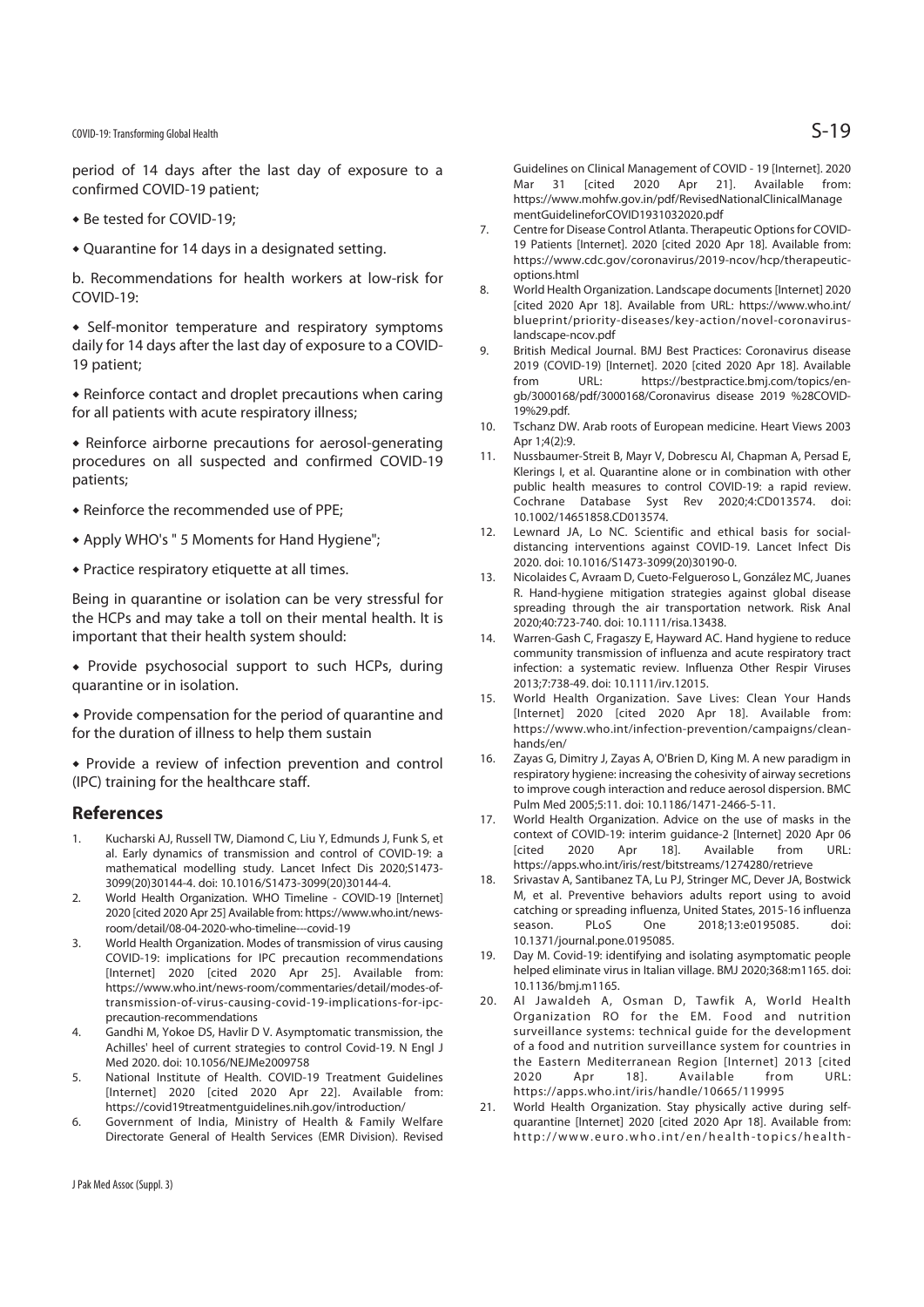period of 14 days after the last day of exposure to a confirmed COVID-19 patient;

- Be tested for COVID-19;
- Quarantine for 14 days in a designated setting.

b. Recommendations for health workers at low-risk for COVID-19:

- Self-monitor temperature and respiratory symptoms daily for 14 days after the last day of exposure to a COVID-19 patient;
- Reinforce contact and droplet precautions when caring for all patients with acute respiratory illness;
- Reinforce airborne precautions for aerosol-generating procedures on all suspected and confirmed COVID-19 patients;
- Reinforce the recommended use of PPE;
- Apply WHO's " 5 Moments for Hand Hygiene";
- Practice respiratory etiquette at all times.

Being in quarantine or isolation can be very stressful for the HCPs and may take a toll on their mental health. It is important that their health system should:

- Provide psychosocial support to such HCPs, during quarantine or in isolation.
- Provide compensation for the period of quarantine and for the duration of illness to help them sustain
- Provide a review of infection prevention and control (IPC) training for the healthcare staff.

## References

1. Kucharski AJ, Russell TW, Diamond C, Liu Y, Edmunds J, Funk S, et al. Early dynamics of transmission and control of COVID-19: a mathematical modelling study. Lancet Infect Dis 2020;S1473-3099(20)30144-4. doi: 10.1016/S1473-3099(20)30144-4.
2. World Health Organization. WHO Timeline - COVID-19 [Internet] 2020 [cited 2020 Apr 25] Available from: https://www.who.int/news-room/detail/08-04-2020-who-timeline---covid-19
3. World Health Organization. Modes of transmission of virus causing COVID-19: implications for IPC precaution recommendations [Internet] 2020 [cited 2020 Apr 25]. Available from: https://www.who.int/news-room/commentaries/detail/modes-of-transmission-of-virus-causing-covid-19-implications-for-ipc-precaution-recommendations
4. Gandhi M, Yokoe DS, Havlir D V. Asymptomatic transmission, the Achilles' heel of current strategies to control Covid-19. N Engl J Med 2020. doi: 10.1056/NEJMe2009758
5. National Institute of Health. COVID-19 Treatment Guidelines [Internet] 2020 [cited 2020 Apr 22]. Available from: https://covid19treatmentguidelines.nih.gov/introduction/
6. Government of India, Ministry of Health & Family Welfare Directorate General of Health Services (EMR Division). Revised Guidelines on Clinical Management of COVID - 19 [Internet]. 2020 Mar 31 [cited 2020 Apr 21]. Available from: https://www.mohfw.gov.in/pdf/RevisedNationalClinicalManagementGuidelineforCOVID1931032020.pdf
7. Centre for Disease Control Atlanta. Therapeutic Options for COVID-19 Patients [Internet]. 2020 [cited 2020 Apr 18]. Available from: https://www.cdc.gov/coronavirus/2019-ncov/hcp/therapeutic-options.html
8. World Health Organization. Landscape documents [Internet] 2020 [cited 2020 Apr 18]. Available from URL: https://www.who.int/blueprint/priority-diseases/key-action/novel-coronavirus-landscape-ncov.pdf
9. British Medical Journal. BMJ Best Practices: Coronavirus disease 2019 (COVID-19) [Internet]. 2020 [cited 2020 Apr 18]. Available from URL: https://bestpractice.bmj.com/topics/en-gb/3000168/pdf/3000168/Coronavirus disease 2019 %28COVID-19%29.pdf.
10. Tschanz DW. Arab roots of European medicine. Heart Views 2003 Apr 1;4(2):9.
11. Nussbaumer-Streit B, Mayr V, Dobrescu AI, Chapman A, Persad E, Klerings I, et al. Quarantine alone or in combination with other public health measures to control COVID-19: a rapid review. Cochrane Database Syst Rev 2020;4:CD013574. doi: 10.1002/14651858.CD013574.
12. Lewnard JA, Lo NC. Scientific and ethical basis for social-distancing interventions against COVID-19. Lancet Infect Dis 2020. doi: 10.1016/S1473-3099(20)30190-0.
13. Nicolaides C, Avraam D, Cueto-Felgueroso L, González MC, Juanes R. Hand-hygiene mitigation strategies against global disease spreading through the air transportation network. Risk Anal 2020;40:723-740. doi: 10.1111/risa.13438.
14. Warren-Gash C, Fragaszy E, Hayward AC. Hand hygiene to reduce community transmission of influenza and acute respiratory tract infection: a systematic review. Influenza Other Respir Viruses 2013;7:738-49. doi: 10.1111/irv.12015.
15. World Health Organization. Save Lives: Clean Your Hands [Internet] 2020 [cited 2020 Apr 18]. Available from: https://www.who.int/infection-prevention/campaigns/clean-hands/en/
16. Zayas G, Dimitry J, Zayas A, O'Brien D, King M. A new paradigm in respiratory hygiene: increasing the cohesivity of airway secretions to improve cough interaction and reduce aerosol dispersion. BMC Pulm Med 2005;5:11. doi: 10.1186/1471-2466-5-11.
17. World Health Organization. Advice on the use of masks in the context of COVID-19: interim guidance-2 [Internet] 2020 Apr 06 [cited 2020 Apr 18]. Available from URL: https://apps.who.int/iris/rest/bitstreams/1274280/retrieve
18. Srivastav A, Santibanez TA, Lu PJ, Stringer MC, Dever JA, Bostwick M, et al. Preventive behaviors adults report using to avoid catching or spreading influenza, United States, 2015-16 influenza season. PLoS One 2018;13:e0195085. doi: 10.1371/journal.pone.0195085.
19. Day M. Covid-19: identifying and isolating asymptomatic people helped eliminate virus in Italian village. BMJ 2020;368:m1165. doi: 10.1136/bmj.m1165.
20. Al Jawaldeh A, Osman D, Tawfik A, World Health Organization RO for the EM. Food and nutrition surveillance systems: technical guide for the development of a food and nutrition surveillance system for countries in the Eastern Mediterranean Region [Internet] 2013 [cited 2020 Apr 18]. Available from URL: https://apps.who.int/iris/handle/10665/119995
21. World Health Organization. Stay physically active during self-quarantine [Internet] 2020 [cited 2020 Apr 18]. Available from: http://www.euro.who.int/en/health-topics/health-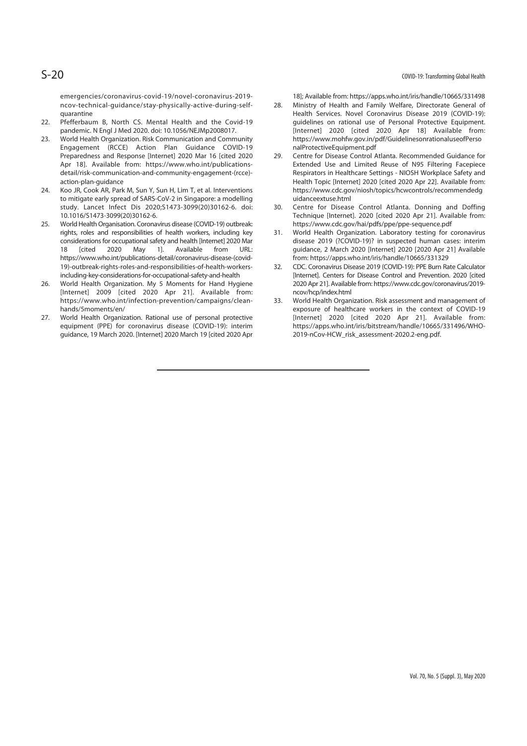emergencies/coronavirus-covid-19/novel-coronavirus-2019-ncov-technical-guidance/stay-physically-active-during-self-quarantine

22. Pfefferbaum B, North CS. Mental Health and the Covid-19 pandemic. N Engl J Med 2020. doi: 10.1056/NEJMp2008017.
23. World Health Organization. Risk Communication and Community Engagement (RCCE) Action Plan Guidance COVID-19 Preparedness and Response [Internet] 2020 Mar 16 [cited 2020 Apr 18]. Available from: https://www.who.int/publications-detail/risk-communication-and-community-engagement-(rcce)-action-plan-guidance
24. Koo JR, Cook AR, Park M, Sun Y, Sun H, Lim T, et al. Interventions to mitigate early spread of SARS-CoV-2 in Singapore: a modelling study. Lancet Infect Dis 2020;S1473-3099(20)30162-6. doi: 10.1016/S1473-3099(20)30162-6.
25. World Health Organisation. Coronavirus disease (COVID-19) outbreak: rights, roles and responsibilities of health workers, including key considerations for occupational safety and health [Internet] 2020 Mar 18 [cited 2020 May 1]. Available from URL: https://www.who.int/publications-detail/coronavirus-disease-(covid-19)-outbreak-rights-roles-and-responsibilities-of-health-workers-including-key-considerations-for-occupational-safety-and-health
26. World Health Organization. My 5 Moments for Hand Hygiene [Internet] 2009 [cited 2020 Apr 21]. Available from: https://www.who.int/infection-prevention/campaigns/clean-hands/5moments/en/
27. World Health Organization. Rational use of personal protective equipment (PPE) for coronavirus disease (COVID-19): interim guidance, 19 March 2020. [Internet] 2020 March 19 [cited 2020 Apr 18]; Available from: https://apps.who.int/iris/handle/10665/331498
28. Ministry of Health and Family Welfare, Directorate General of Health Services. Novel Coronavirus Disease 2019 (COVID-19): guidelines on rational use of Personal Protective Equipment. [Internet] 2020 [cited 2020 Apr 18] Available from: https://www.mohfw.gov.in/pdf/GuidelinesonrationaluseofPersonalProtectiveEquipment.pdf
29. Centre for Disease Control Atlanta. Recommended Guidance for Extended Use and Limited Reuse of N95 Filtering Facepiece Respirators in Healthcare Settings - NIOSH Workplace Safety and Health Topic [Internet] 2020 [cited 2020 Apr 22]. Available from: https://www.cdc.gov/niosh/topics/hcwcontrols/recommendedguidanceextuse.html
30. Centre for Disease Control Atlanta. Donning and Doffing Technique [Internet]. 2020 [cited 2020 Apr 21]. Available from: https://www.cdc.gov/hai/pdfs/ppe/ppe-sequence.pdf
31. World Health Organization. Laboratory testing for coronavirus disease 2019 (?COVID-19)? in suspected human cases: interim guidance, 2 March 2020 [Internet] 2020 [2020 Apr 21] Available from: https://apps.who.int/iris/handle/10665/331329
32. CDC. Coronavirus Disease 2019 (COVID-19): PPE Burn Rate Calculator [Internet]. Centers for Disease Control and Prevention. 2020 [cited 2020 Apr 21]. Available from: https://www.cdc.gov/coronavirus/2019-ncov/hcp/index.html
33. World Health Organization. Risk assessment and management of exposure of healthcare workers in the context of COVID-19 [Internet] 2020 [cited 2020 Apr 21]. Available from: https://apps.who.int/iris/bitstream/handle/10665/331496/WHO-2019-nCov-HCW_risk_assessment-2020.2-eng.pdf.